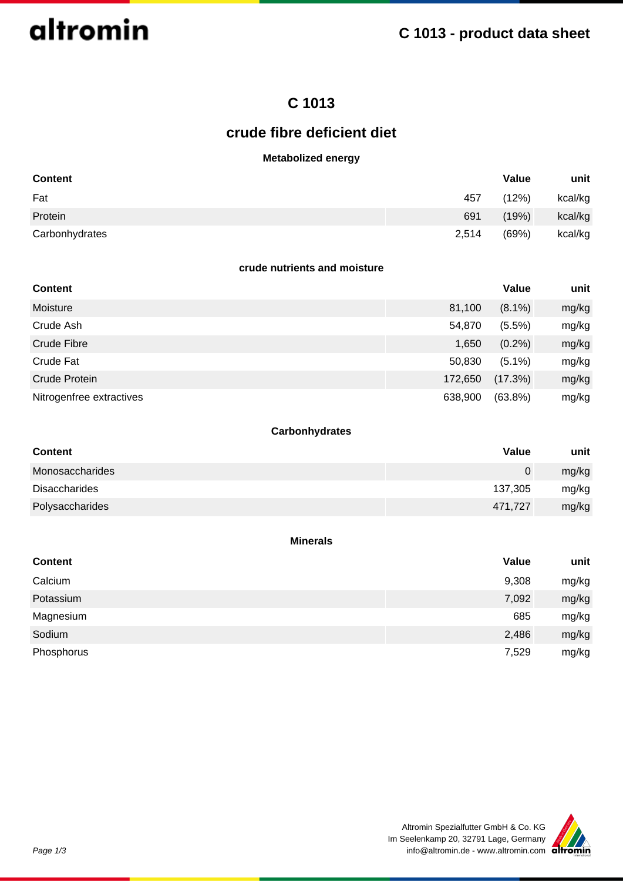# C 1013

## crude fibre deficient diet

### Metabolized energy

| Content | Value | | unit |
|---|---|---|---|
| Fat | 457 | (12%) | kcal/kg |
| Protein | 691 | (19%) | kcal/kg |
| Carbonhydrates | 2,514 | (69%) | kcal/kg |

### crude nutrients and moisture

| Content | Value | | unit |
|---|---|---|---|
| Moisture | 81,100 | (8.1%) | mg/kg |
| Crude Ash | 54,870 | (5.5%) | mg/kg |
| Crude Fibre | 1,650 | (0.2%) | mg/kg |
| Crude Fat | 50,830 | (5.1%) | mg/kg |
| Crude Protein | 172,650 | (17.3%) | mg/kg |
| Nitrogenfree extractives | 638,900 | (63.8%) | mg/kg |

### Carbonhydrates

| Content | Value | unit |
|---|---|---|
| Monosaccharides | 0 | mg/kg |
| Disaccharides | 137,305 | mg/kg |
| Polysaccharides | 471,727 | mg/kg |

### Minerals

| Content | Value | unit |
|---|---|---|
| Calcium | 9,308 | mg/kg |
| Potassium | 7,092 | mg/kg |
| Magnesium | 685 | mg/kg |
| Sodium | 2,486 | mg/kg |
| Phosphorus | 7,529 | mg/kg |

Altromin Spezialfutter GmbH & Co. KG
Im Seelenkamp 20, 32791 Lage, Germany
info@altromin.de - www.altromin.com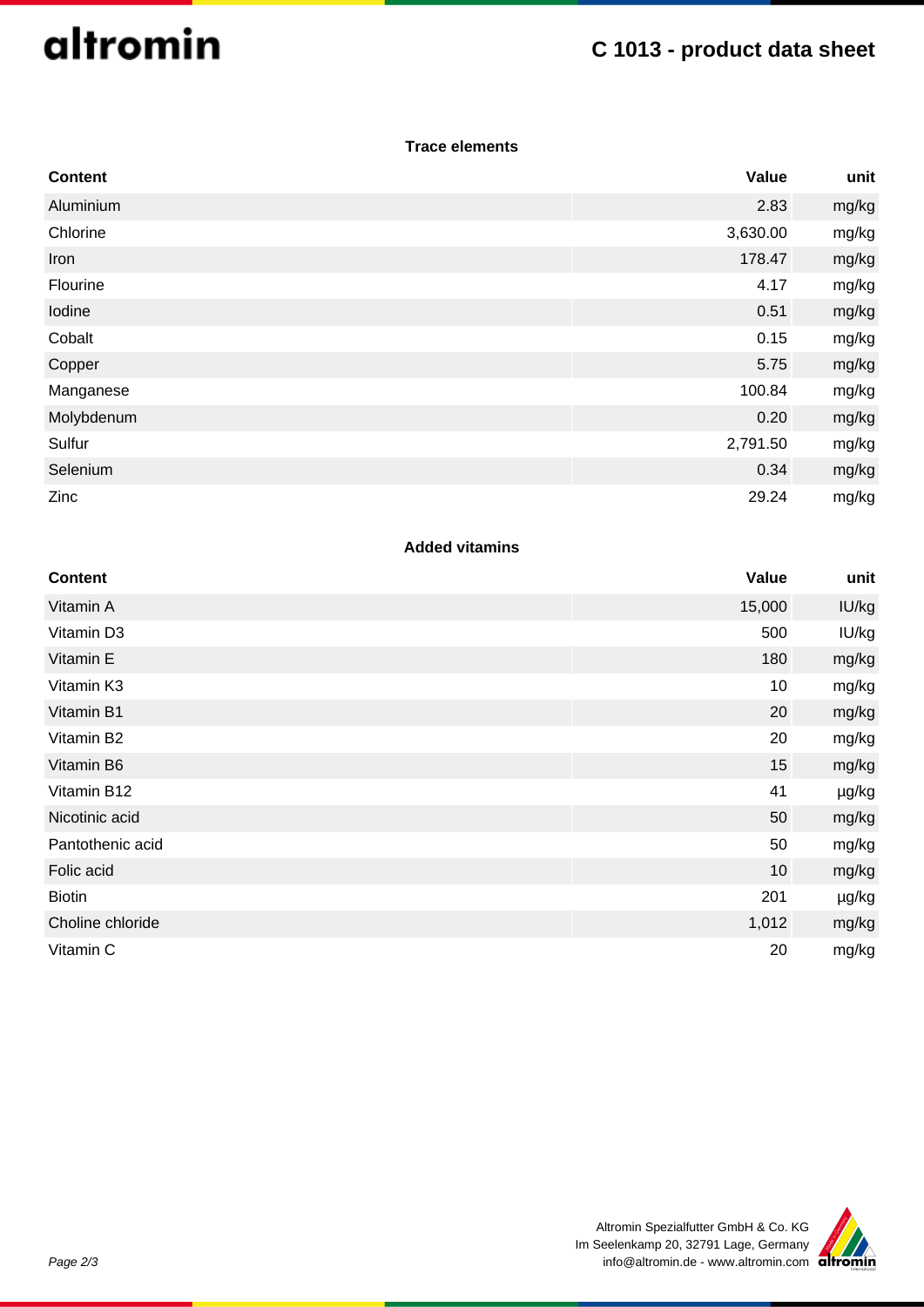### Trace elements

| Content | Value | unit |
|---|---|---|
| Aluminium | 2.83 | mg/kg |
| Chlorine | 3,630.00 | mg/kg |
| Iron | 178.47 | mg/kg |
| Flourine | 4.17 | mg/kg |
| Iodine | 0.51 | mg/kg |
| Cobalt | 0.15 | mg/kg |
| Copper | 5.75 | mg/kg |
| Manganese | 100.84 | mg/kg |
| Molybdenum | 0.20 | mg/kg |
| Sulfur | 2,791.50 | mg/kg |
| Selenium | 0.34 | mg/kg |
| Zinc | 29.24 | mg/kg |

### Added vitamins

| Content | Value | unit |
|---|---|---|
| Vitamin A | 15,000 | IU/kg |
| Vitamin D3 | 500 | IU/kg |
| Vitamin E | 180 | mg/kg |
| Vitamin K3 | 10 | mg/kg |
| Vitamin B1 | 20 | mg/kg |
| Vitamin B2 | 20 | mg/kg |
| Vitamin B6 | 15 | mg/kg |
| Vitamin B12 | 41 | µg/kg |
| Nicotinic acid | 50 | mg/kg |
| Pantothenic acid | 50 | mg/kg |
| Folic acid | 10 | mg/kg |
| Biotin | 201 | µg/kg |
| Choline chloride | 1,012 | mg/kg |
| Vitamin C | 20 | mg/kg |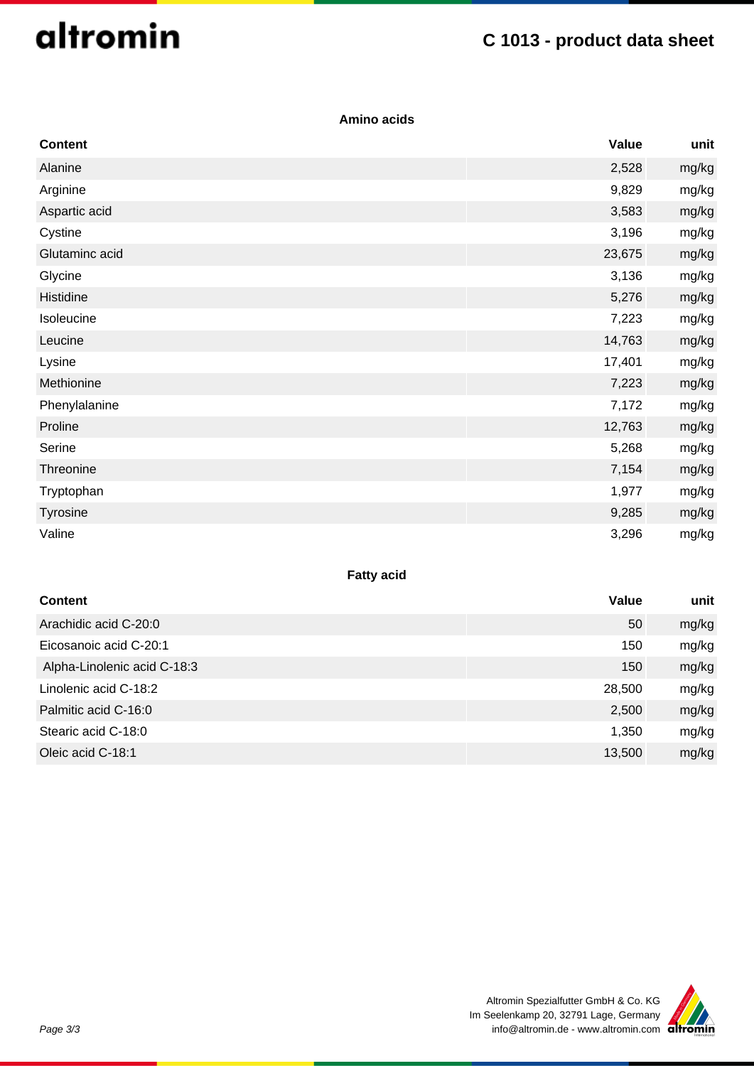### Amino acids

| Content | Value | unit |
|---|---|---|
| Alanine | 2,528 | mg/kg |
| Arginine | 9,829 | mg/kg |
| Aspartic acid | 3,583 | mg/kg |
| Cystine | 3,196 | mg/kg |
| Glutaminc acid | 23,675 | mg/kg |
| Glycine | 3,136 | mg/kg |
| Histidine | 5,276 | mg/kg |
| Isoleucine | 7,223 | mg/kg |
| Leucine | 14,763 | mg/kg |
| Lysine | 17,401 | mg/kg |
| Methionine | 7,223 | mg/kg |
| Phenylalanine | 7,172 | mg/kg |
| Proline | 12,763 | mg/kg |
| Serine | 5,268 | mg/kg |
| Threonine | 7,154 | mg/kg |
| Tryptophan | 1,977 | mg/kg |
| Tyrosine | 9,285 | mg/kg |
| Valine | 3,296 | mg/kg |

### Fatty acid

| Content | Value | unit |
|---|---|---|
| Arachidic acid C-20:0 | 50 | mg/kg |
| Eicosanoic acid C-20:1 | 150 | mg/kg |
| Alpha-Linolenic acid C-18:3 | 150 | mg/kg |
| Linolenic acid C-18:2 | 28,500 | mg/kg |
| Palmitic acid C-16:0 | 2,500 | mg/kg |
| Stearic acid C-18:0 | 1,350 | mg/kg |
| Oleic acid C-18:1 | 13,500 | mg/kg |

Altromin Spezialfutter GmbH & Co. KG
Im Seelenkamp 20, 32791 Lage, Germany
info@altromin.de - www.altromin.com